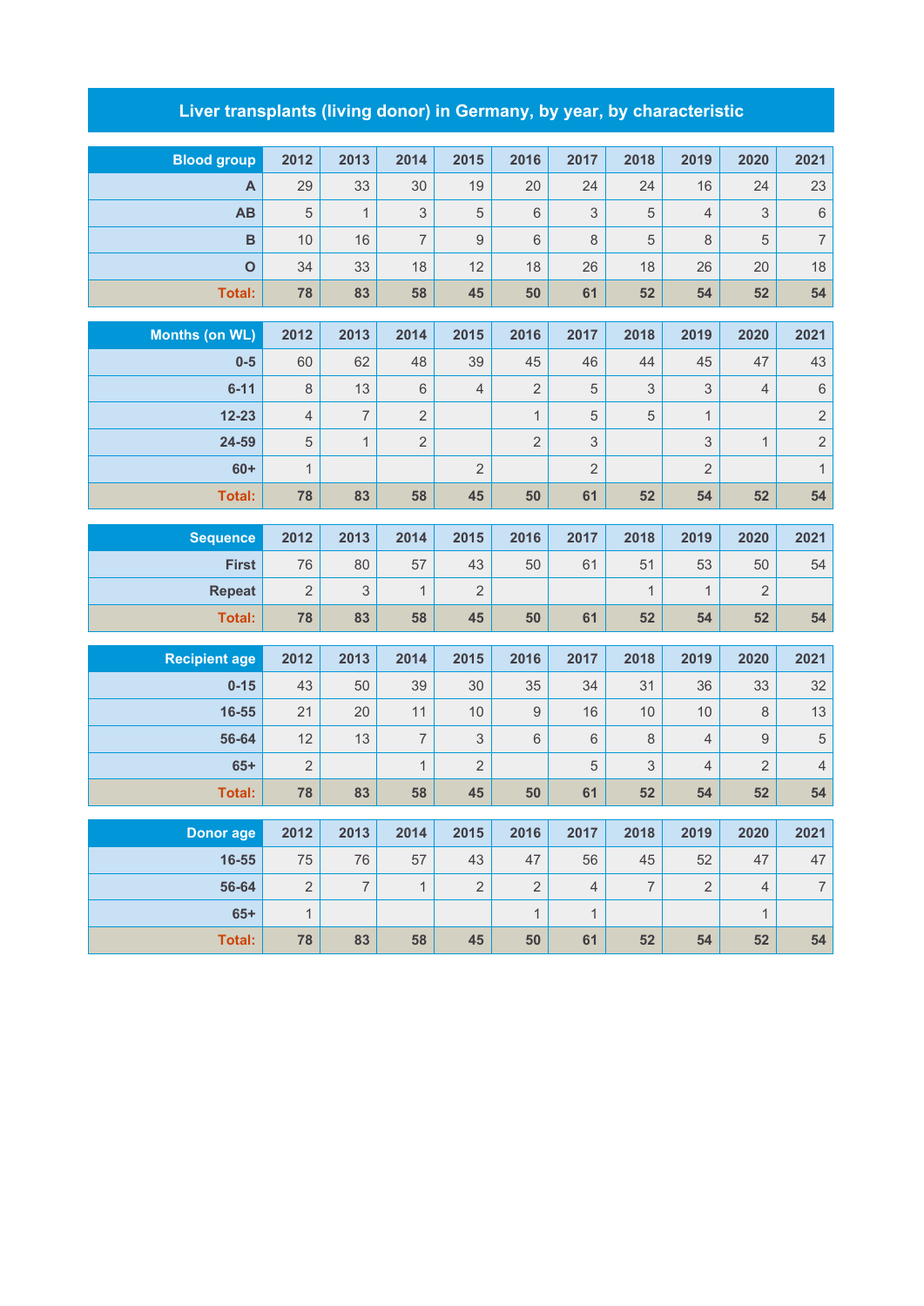# Liver transplants (living donor) in Germany, by year, by characteristic

| Blood group | 2012 | 2013 | 2014 | 2015 | 2016 | 2017 | 2018 | 2019 | 2020 | 2021 |
|---|---|---|---|---|---|---|---|---|---|---|
| A | 29 | 33 | 30 | 19 | 20 | 24 | 24 | 16 | 24 | 23 |
| AB | 5 | 1 | 3 | 5 | 6 | 3 | 5 | 4 | 3 | 6 |
| B | 10 | 16 | 7 | 9 | 6 | 8 | 5 | 8 | 5 | 7 |
| O | 34 | 33 | 18 | 12 | 18 | 26 | 18 | 26 | 20 | 18 |
| **Total:** | **78** | **83** | **58** | **45** | **50** | **61** | **52** | **54** | **52** | **54** |

| Months (on WL) | 2012 | 2013 | 2014 | 2015 | 2016 | 2017 | 2018 | 2019 | 2020 | 2021 |
|---|---|---|---|---|---|---|---|---|---|---|
| 0-5 | 60 | 62 | 48 | 39 | 45 | 46 | 44 | 45 | 47 | 43 |
| 6-11 | 8 | 13 | 6 | 4 | 2 | 5 | 3 | 3 | 4 | 6 |
| 12-23 | 4 | 7 | 2 | | 1 | 5 | 5 | 1 | | 2 |
| 24-59 | 5 | 1 | 2 | | 2 | 3 | | 3 | 1 | 2 |
| 60+ | 1 | | | 2 | | 2 | | 2 | | 1 |
| **Total:** | **78** | **83** | **58** | **45** | **50** | **61** | **52** | **54** | **52** | **54** |

| Sequence | 2012 | 2013 | 2014 | 2015 | 2016 | 2017 | 2018 | 2019 | 2020 | 2021 |
|---|---|---|---|---|---|---|---|---|---|---|
| First | 76 | 80 | 57 | 43 | 50 | 61 | 51 | 53 | 50 | 54 |
| Repeat | 2 | 3 | 1 | 2 | | | 1 | 1 | 2 | |
| **Total:** | **78** | **83** | **58** | **45** | **50** | **61** | **52** | **54** | **52** | **54** |

| Recipient age | 2012 | 2013 | 2014 | 2015 | 2016 | 2017 | 2018 | 2019 | 2020 | 2021 |
|---|---|---|---|---|---|---|---|---|---|---|
| 0-15 | 43 | 50 | 39 | 30 | 35 | 34 | 31 | 36 | 33 | 32 |
| 16-55 | 21 | 20 | 11 | 10 | 9 | 16 | 10 | 10 | 8 | 13 |
| 56-64 | 12 | 13 | 7 | 3 | 6 | 6 | 8 | 4 | 9 | 5 |
| 65+ | 2 | | 1 | 2 | | 5 | 3 | 4 | 2 | 4 |
| **Total:** | **78** | **83** | **58** | **45** | **50** | **61** | **52** | **54** | **52** | **54** |

| Donor age | 2012 | 2013 | 2014 | 2015 | 2016 | 2017 | 2018 | 2019 | 2020 | 2021 |
|---|---|---|---|---|---|---|---|---|---|---|
| 16-55 | 75 | 76 | 57 | 43 | 47 | 56 | 45 | 52 | 47 | 47 |
| 56-64 | 2 | 7 | 1 | 2 | 2 | 4 | 7 | 2 | 4 | 7 |
| 65+ | 1 | | | | 1 | 1 | | | 1 | |
| **Total:** | **78** | **83** | **58** | **45** | **50** | **61** | **52** | **54** | **52** | **54** |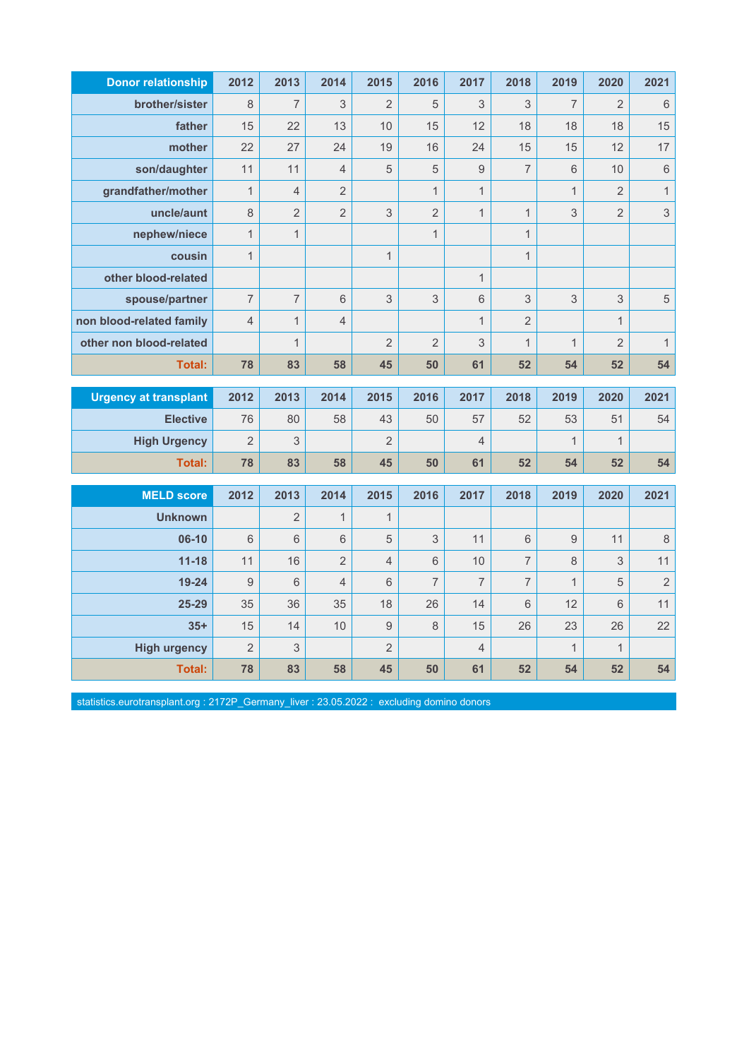| Donor relationship | 2012 | 2013 | 2014 | 2015 | 2016 | 2017 | 2018 | 2019 | 2020 | 2021 |
|---|---|---|---|---|---|---|---|---|---|---|
| brother/sister | 8 | 7 | 3 | 2 | 5 | 3 | 3 | 7 | 2 | 6 |
| father | 15 | 22 | 13 | 10 | 15 | 12 | 18 | 18 | 18 | 15 |
| mother | 22 | 27 | 24 | 19 | 16 | 24 | 15 | 15 | 12 | 17 |
| son/daughter | 11 | 11 | 4 | 5 | 5 | 9 | 7 | 6 | 10 | 6 |
| grandfather/mother | 1 | 4 | 2 | | 1 | 1 | | 1 | 2 | 1 |
| uncle/aunt | 8 | 2 | 2 | 3 | 2 | 1 | 1 | 3 | 2 | 3 |
| nephew/niece | 1 | 1 | | | 1 | | 1 | | | |
| cousin | 1 | | | 1 | | | 1 | | | |
| other blood-related | | | | | | 1 | | | | |
| spouse/partner | 7 | 7 | 6 | 3 | 3 | 6 | 3 | 3 | 3 | 5 |
| non blood-related family | 4 | 1 | 4 | | | 1 | 2 | | 1 | |
| other non blood-related | | 1 | | 2 | 2 | 3 | 1 | 1 | 2 | 1 |
| **Total:** | **78** | **83** | **58** | **45** | **50** | **61** | **52** | **54** | **52** | **54** |

| Urgency at transplant | 2012 | 2013 | 2014 | 2015 | 2016 | 2017 | 2018 | 2019 | 2020 | 2021 |
|---|---|---|---|---|---|---|---|---|---|---|
| Elective | 76 | 80 | 58 | 43 | 50 | 57 | 52 | 53 | 51 | 54 |
| High Urgency | 2 | 3 | | 2 | | 4 | | 1 | 1 | |
| **Total:** | **78** | **83** | **58** | **45** | **50** | **61** | **52** | **54** | **52** | **54** |

| MELD score | 2012 | 2013 | 2014 | 2015 | 2016 | 2017 | 2018 | 2019 | 2020 | 2021 |
|---|---|---|---|---|---|---|---|---|---|---|
| Unknown | | 2 | 1 | 1 | | | | | | |
| 06-10 | 6 | 6 | 6 | 5 | 3 | 11 | 6 | 9 | 11 | 8 |
| 11-18 | 11 | 16 | 2 | 4 | 6 | 10 | 7 | 8 | 3 | 11 |
| 19-24 | 9 | 6 | 4 | 6 | 7 | 7 | 7 | 1 | 5 | 2 |
| 25-29 | 35 | 36 | 35 | 18 | 26 | 14 | 6 | 12 | 6 | 11 |
| 35+ | 15 | 14 | 10 | 9 | 8 | 15 | 26 | 23 | 26 | 22 |
| High urgency | 2 | 3 | | 2 | | 4 | | 1 | 1 | |
| **Total:** | **78** | **83** | **58** | **45** | **50** | **61** | **52** | **54** | **52** | **54** |

statistics.eurotransplant.org : 2172P_Germany_liver : 23.05.2022 : excluding domino donors